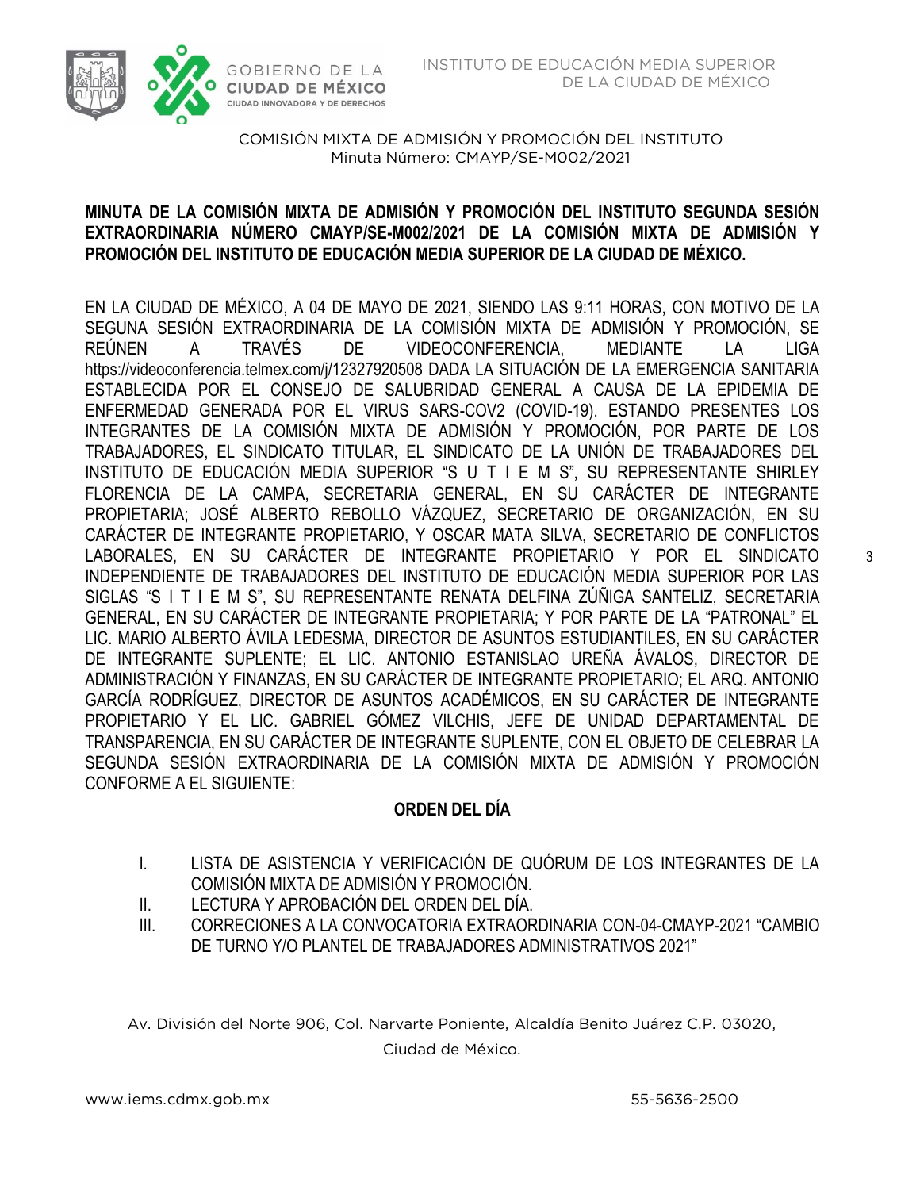COMISIÓN MIXTA DE ADMISIÓN Y PROMOCIÓN DEL INSTITUTO
Minuta Número: CMAYP/SE-M002/2021

**MINUTA DE LA COMISIÓN MIXTA DE ADMISIÓN Y PROMOCIÓN DEL INSTITUTO SEGUNDA SESIÓN EXTRAORDINARIA NÚMERO CMAYP/SE-M002/2021 DE LA COMISIÓN MIXTA DE ADMISIÓN Y PROMOCIÓN DEL INSTITUTO DE EDUCACIÓN MEDIA SUPERIOR DE LA CIUDAD DE MÉXICO.**

EN LA CIUDAD DE MÉXICO, A 04 DE MAYO DE 2021, SIENDO LAS 9:11 HORAS, CON MOTIVO DE LA SEGUNA SESIÓN EXTRAORDINARIA DE LA COMISIÓN MIXTA DE ADMISIÓN Y PROMOCIÓN, SE REÚNEN A TRAVÉS DE VIDEOCONFERENCIA, MEDIANTE LA LIGA https://videoconferencia.telmex.com/j/12327920508 DADA LA SITUACIÓN DE LA EMERGENCIA SANITARIA ESTABLECIDA POR EL CONSEJO DE SALUBRIDAD GENERAL A CAUSA DE LA EPIDEMIA DE ENFERMEDAD GENERADA POR EL VIRUS SARS-COV2 (COVID-19). ESTANDO PRESENTES LOS INTEGRANTES DE LA COMISIÓN MIXTA DE ADMISIÓN Y PROMOCIÓN, POR PARTE DE LOS TRABAJADORES, EL SINDICATO TITULAR, EL SINDICATO DE LA UNIÓN DE TRABAJADORES DEL INSTITUTO DE EDUCACIÓN MEDIA SUPERIOR "S U T I E M S", SU REPRESENTANTE SHIRLEY FLORENCIA DE LA CAMPA, SECRETARIA GENERAL, EN SU CARÁCTER DE INTEGRANTE PROPIETARIA; JOSÉ ALBERTO REBOLLO VÁZQUEZ, SECRETARIO DE ORGANIZACIÓN, EN SU CARÁCTER DE INTEGRANTE PROPIETARIO, Y OSCAR MATA SILVA, SECRETARIO DE CONFLICTOS LABORALES, EN SU CARÁCTER DE INTEGRANTE PROPIETARIO Y POR EL SINDICATO INDEPENDIENTE DE TRABAJADORES DEL INSTITUTO DE EDUCACIÓN MEDIA SUPERIOR POR LAS SIGLAS "S I T I E M S", SU REPRESENTANTE RENATA DELFINA ZÚÑIGA SANTELIZ, SECRETARIA GENERAL, EN SU CARÁCTER DE INTEGRANTE PROPIETARIA; Y POR PARTE DE LA "PATRONAL" EL LIC. MARIO ALBERTO ÁVILA LEDESMA, DIRECTOR DE ASUNTOS ESTUDIANTILES, EN SU CARÁCTER DE INTEGRANTE SUPLENTE; EL LIC. ANTONIO ESTANISLAO UREÑA ÁVALOS, DIRECTOR DE ADMINISTRACIÓN Y FINANZAS, EN SU CARÁCTER DE INTEGRANTE PROPIETARIO; EL ARQ. ANTONIO GARCÍA RODRÍGUEZ, DIRECTOR DE ASUNTOS ACADÉMICOS, EN SU CARÁCTER DE INTEGRANTE PROPIETARIO Y EL LIC. GABRIEL GÓMEZ VILCHIS, JEFE DE UNIDAD DEPARTAMENTAL DE TRANSPARENCIA, EN SU CARÁCTER DE INTEGRANTE SUPLENTE, CON EL OBJETO DE CELEBRAR LA SEGUNDA SESIÓN EXTRAORDINARIA DE LA COMISIÓN MIXTA DE ADMISIÓN Y PROMOCIÓN CONFORME A EL SIGUIENTE:

## ORDEN DEL DÍA

I. LISTA DE ASISTENCIA Y VERIFICACIÓN DE QUÓRUM DE LOS INTEGRANTES DE LA COMISIÓN MIXTA DE ADMISIÓN Y PROMOCIÓN.
II. LECTURA Y APROBACIÓN DEL ORDEN DEL DÍA.
III. CORRECIONES A LA CONVOCATORIA EXTRAORDINARIA CON-04-CMAYP-2021 "CAMBIO DE TURNO Y/O PLANTEL DE TRABAJADORES ADMINISTRATIVOS 2021"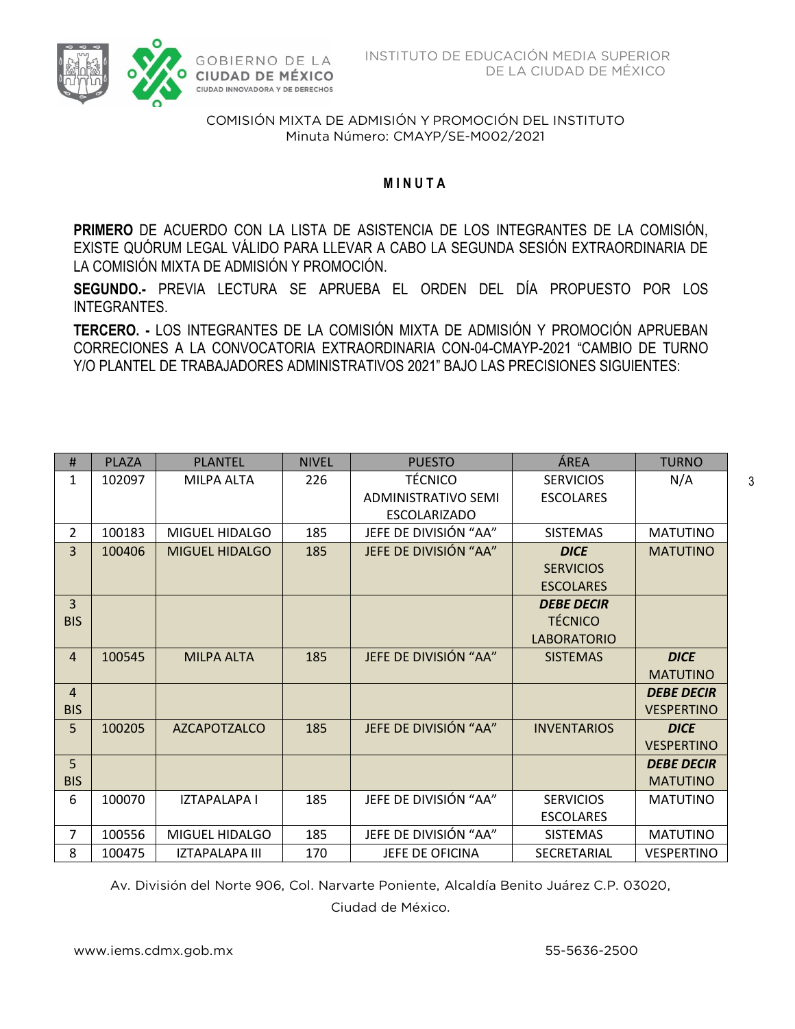COMISIÓN MIXTA DE ADMISIÓN Y PROMOCIÓN DEL INSTITUTO
Minuta Número: CMAYP/SE-M002/2021

# M I N U T A

**PRIMERO** DE ACUERDO CON LA LISTA DE ASISTENCIA DE LOS INTEGRANTES DE LA COMISIÓN, EXISTE QUÓRUM LEGAL VÁLIDO PARA LLEVAR A CABO LA SEGUNDA SESIÓN EXTRAORDINARIA DE LA COMISIÓN MIXTA DE ADMISIÓN Y PROMOCIÓN.

**SEGUNDO.-** PREVIA LECTURA SE APRUEBA EL ORDEN DEL DÍA PROPUESTO POR LOS INTEGRANTES.

**TERCERO. -** LOS INTEGRANTES DE LA COMISIÓN MIXTA DE ADMISIÓN Y PROMOCIÓN APRUEBAN CORRECIONES A LA CONVOCATORIA EXTRAORDINARIA CON-04-CMAYP-2021 "CAMBIO DE TURNO Y/O PLANTEL DE TRABAJADORES ADMINISTRATIVOS 2021" BAJO LAS PRECISIONES SIGUIENTES:

| # | PLAZA | PLANTEL | NIVEL | PUESTO | ÁREA | TURNO |
|---|---|---|---|---|---|---|
| 1 | 102097 | MILPA ALTA | 226 | TÉCNICO ADMINISTRATIVO SEMI ESCOLARIZADO | SERVICIOS ESCOLARES | N/A |
| 2 | 100183 | MIGUEL HIDALGO | 185 | JEFE DE DIVISIÓN "AA" | SISTEMAS | MATUTINO |
| 3 | 100406 | MIGUEL HIDALGO | 185 | JEFE DE DIVISIÓN "AA" | ***DICE*** SERVICIOS ESCOLARES | MATUTINO |
| 3 BIS | | | | | ***DEBE DECIR*** TÉCNICO LABORATORIO | |
| 4 | 100545 | MILPA ALTA | 185 | JEFE DE DIVISIÓN "AA" | SISTEMAS | ***DICE*** MATUTINO |
| 4 BIS | | | | | | ***DEBE DECIR*** VESPERTINO |
| 5 | 100205 | AZCAPOTZALCO | 185 | JEFE DE DIVISIÓN "AA" | INVENTARIOS | ***DICE*** VESPERTINO |
| 5 BIS | | | | | | ***DEBE DECIR*** MATUTINO |
| 6 | 100070 | IZTAPALAPA I | 185 | JEFE DE DIVISIÓN "AA" | SERVICIOS ESCOLARES | MATUTINO |
| 7 | 100556 | MIGUEL HIDALGO | 185 | JEFE DE DIVISIÓN "AA" | SISTEMAS | MATUTINO |
| 8 | 100475 | IZTAPALAPA III | 170 | JEFE DE OFICINA | SECRETARIAL | VESPERTINO |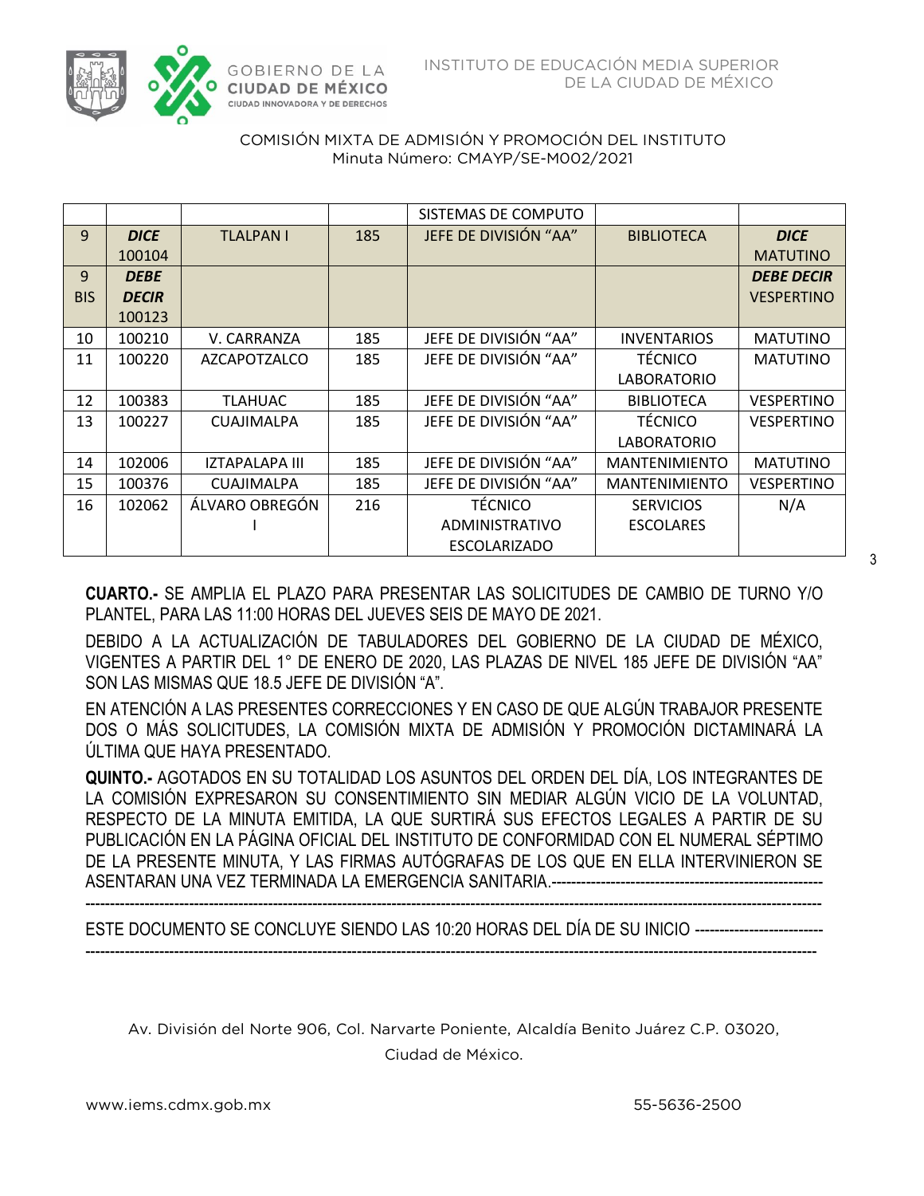COMISIÓN MIXTA DE ADMISIÓN Y PROMOCIÓN DEL INSTITUTO
Minuta Número: CMAYP/SE-M002/2021

| | | | | | | |
|---|---|---|---|---|---|---|
| | | | | SISTEMAS DE COMPUTO | | |
| 9 | ***DICE*** 100104 | TLALPAN I | 185 | JEFE DE DIVISIÓN "AA" | BIBLIOTECA | ***DICE*** MATUTINO |
| 9 BIS | ***DEBE DECIR*** 100123 | | | | | ***DEBE DECIR*** VESPERTINO |
| 10 | 100210 | V. CARRANZA | 185 | JEFE DE DIVISIÓN "AA" | INVENTARIOS | MATUTINO |
| 11 | 100220 | AZCAPOTZALCO | 185 | JEFE DE DIVISIÓN "AA" | TÉCNICO LABORATORIO | MATUTINO |
| 12 | 100383 | TLAHUAC | 185 | JEFE DE DIVISIÓN "AA" | BIBLIOTECA | VESPERTINO |
| 13 | 100227 | CUAJIMALPA | 185 | JEFE DE DIVISIÓN "AA" | TÉCNICO LABORATORIO | VESPERTINO |
| 14 | 102006 | IZTAPALAPA III | 185 | JEFE DE DIVISIÓN "AA" | MANTENIMIENTO | MATUTINO |
| 15 | 100376 | CUAJIMALPA | 185 | JEFE DE DIVISIÓN "AA" | MANTENIMIENTO | VESPERTINO |
| 16 | 102062 | ÁLVARO OBREGÓN I | 216 | TÉCNICO ADMINISTRATIVO ESCOLARIZADO | SERVICIOS ESCOLARES | N/A |

**CUARTO.-** SE AMPLIA EL PLAZO PARA PRESENTAR LAS SOLICITUDES DE CAMBIO DE TURNO Y/O PLANTEL, PARA LAS 11:00 HORAS DEL JUEVES SEIS DE MAYO DE 2021.

DEBIDO A LA ACTUALIZACIÓN DE TABULADORES DEL GOBIERNO DE LA CIUDAD DE MÉXICO, VIGENTES A PARTIR DEL 1° DE ENERO DE 2020, LAS PLAZAS DE NIVEL 185 JEFE DE DIVISIÓN "AA" SON LAS MISMAS QUE 18.5 JEFE DE DIVISIÓN "A".

EN ATENCIÓN A LAS PRESENTES CORRECCIONES Y EN CASO DE QUE ALGÚN TRABAJOR PRESENTE DOS O MÁS SOLICITUDES, LA COMISIÓN MIXTA DE ADMISIÓN Y PROMOCIÓN DICTAMINARÁ LA ÚLTIMA QUE HAYA PRESENTADO.

**QUINTO.-** AGOTADOS EN SU TOTALIDAD LOS ASUNTOS DEL ORDEN DEL DÍA, LOS INTEGRANTES DE LA COMISIÓN EXPRESARON SU CONSENTIMIENTO SIN MEDIAR ALGÚN VICIO DE LA VOLUNTAD, RESPECTO DE LA MINUTA EMITIDA, LA QUE SURTIRÁ SUS EFECTOS LEGALES A PARTIR DE SU PUBLICACIÓN EN LA PÁGINA OFICIAL DEL INSTITUTO DE CONFORMIDAD CON EL NUMERAL SÉPTIMO DE LA PRESENTE MINUTA, Y LAS FIRMAS AUTÓGRAFAS DE LOS QUE EN ELLA INTERVINIERON SE ASENTARAN UNA VEZ TERMINADA LA EMERGENCIA SANITARIA.------------------------------------------------------------------------------------------------------------------------------------------------------------------------------------------------------

ESTE DOCUMENTO SE CONCLUYE SIENDO LAS 10:20 HORAS DEL DÍA DE SU INICIO -----------------------------------------------------------------------------------------------------------------------------------------------------------------------------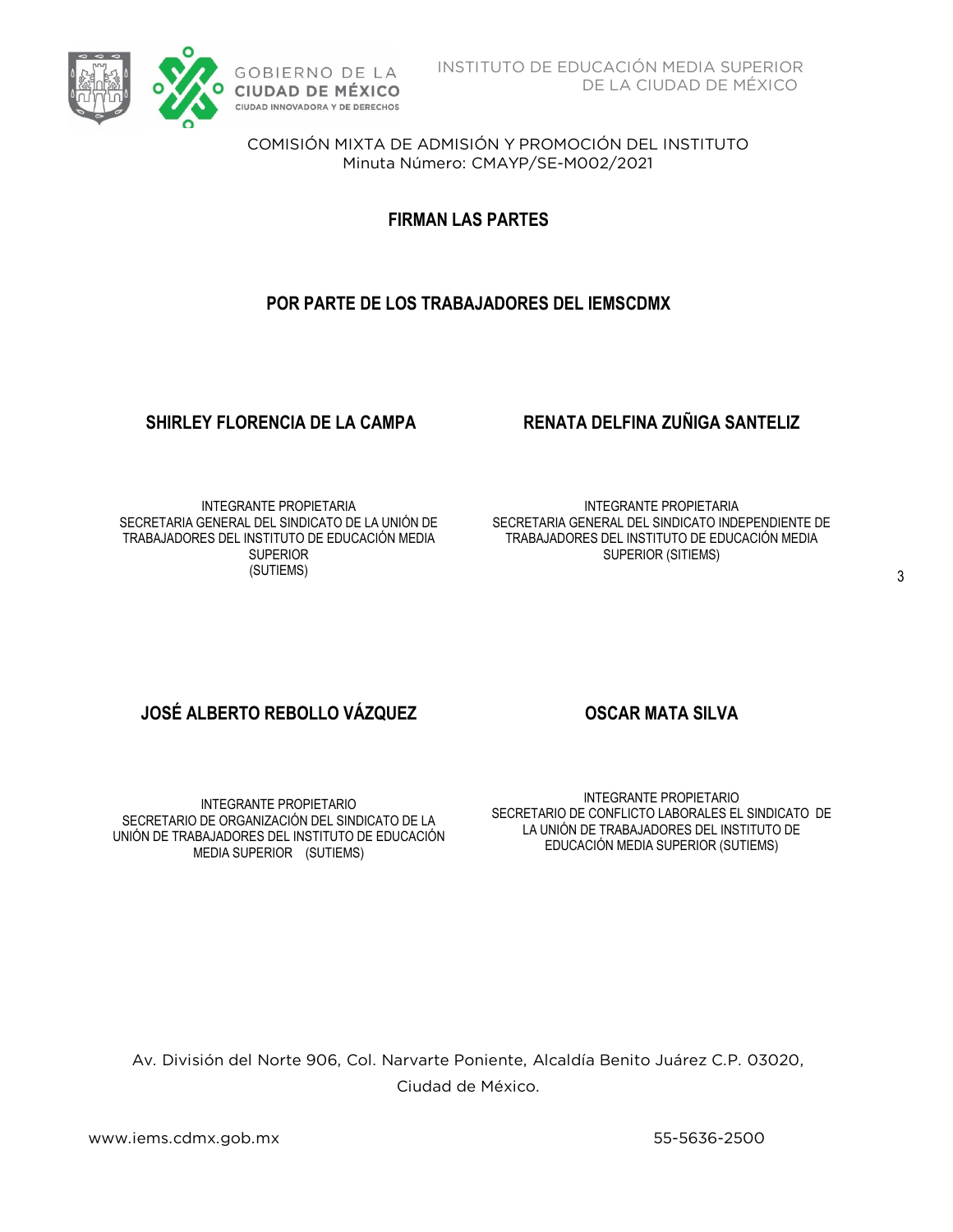COMISIÓN MIXTA DE ADMISIÓN Y PROMOCIÓN DEL INSTITUTO
Minuta Número: CMAYP/SE-M002/2021

## FIRMAN LAS PARTES

## POR PARTE DE LOS TRABAJADORES DEL IEMSCDMX

**SHIRLEY FLORENCIA DE LA CAMPA**

INTEGRANTE PROPIETARIA
SECRETARIA GENERAL DEL SINDICATO DE LA UNIÓN DE TRABAJADORES DEL INSTITUTO DE EDUCACIÓN MEDIA SUPERIOR
(SUTIEMS)

**RENATA DELFINA ZUÑIGA SANTELIZ**

INTEGRANTE PROPIETARIA
SECRETARIA GENERAL DEL SINDICATO INDEPENDIENTE DE TRABAJADORES DEL INSTITUTO DE EDUCACIÓN MEDIA SUPERIOR (SITIEMS)

**JOSÉ ALBERTO REBOLLO VÁZQUEZ**

INTEGRANTE PROPIETARIO
SECRETARIO DE ORGANIZACIÓN DEL SINDICATO DE LA UNIÓN DE TRABAJADORES DEL INSTITUTO DE EDUCACIÓN MEDIA SUPERIOR (SUTIEMS)

**OSCAR MATA SILVA**

INTEGRANTE PROPIETARIO
SECRETARIO DE CONFLICTO LABORALES EL SINDICATO DE LA UNIÓN DE TRABAJADORES DEL INSTITUTO DE EDUCACIÓN MEDIA SUPERIOR (SUTIEMS)

Av. División del Norte 906, Col. Narvarte Poniente, Alcaldía Benito Juárez C.P. 03020, Ciudad de México.

www.iems.cdmx.gob.mx 55-5636-2500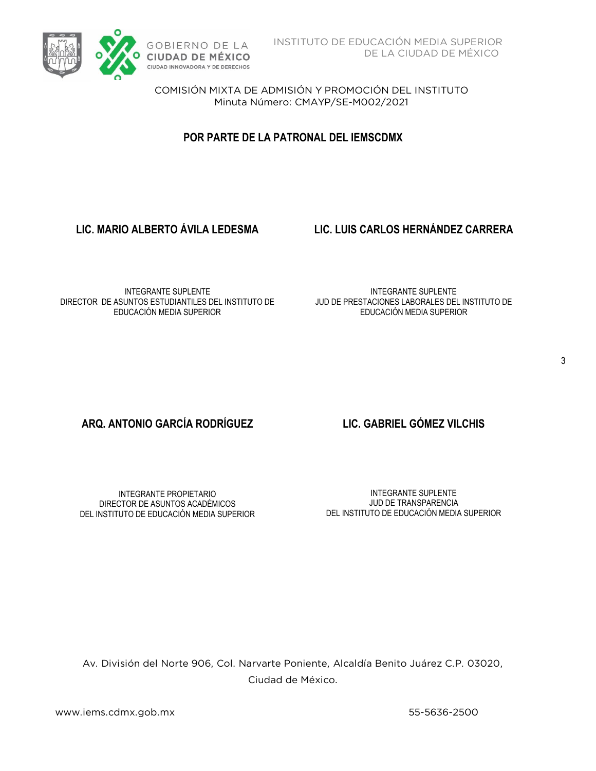COMISIÓN MIXTA DE ADMISIÓN Y PROMOCIÓN DEL INSTITUTO
Minuta Número: CMAYP/SE-M002/2021

**POR PARTE DE LA PATRONAL DEL IEMSCDMX**

**LIC. MARIO ALBERTO ÁVILA LEDESMA**

INTEGRANTE SUPLENTE
DIRECTOR DE ASUNTOS ESTUDIANTILES DEL INSTITUTO DE EDUCACIÓN MEDIA SUPERIOR

**LIC. LUIS CARLOS HERNÁNDEZ CARRERA**

INTEGRANTE SUPLENTE
JUD DE PRESTACIONES LABORALES DEL INSTITUTO DE EDUCACIÓN MEDIA SUPERIOR

**ARQ. ANTONIO GARCÍA RODRÍGUEZ**

INTEGRANTE PROPIETARIO
DIRECTOR DE ASUNTOS ACADÉMICOS
DEL INSTITUTO DE EDUCACIÓN MEDIA SUPERIOR

**LIC. GABRIEL GÓMEZ VILCHIS**

INTEGRANTE SUPLENTE
JUD DE TRANSPARENCIA
DEL INSTITUTO DE EDUCACIÓN MEDIA SUPERIOR